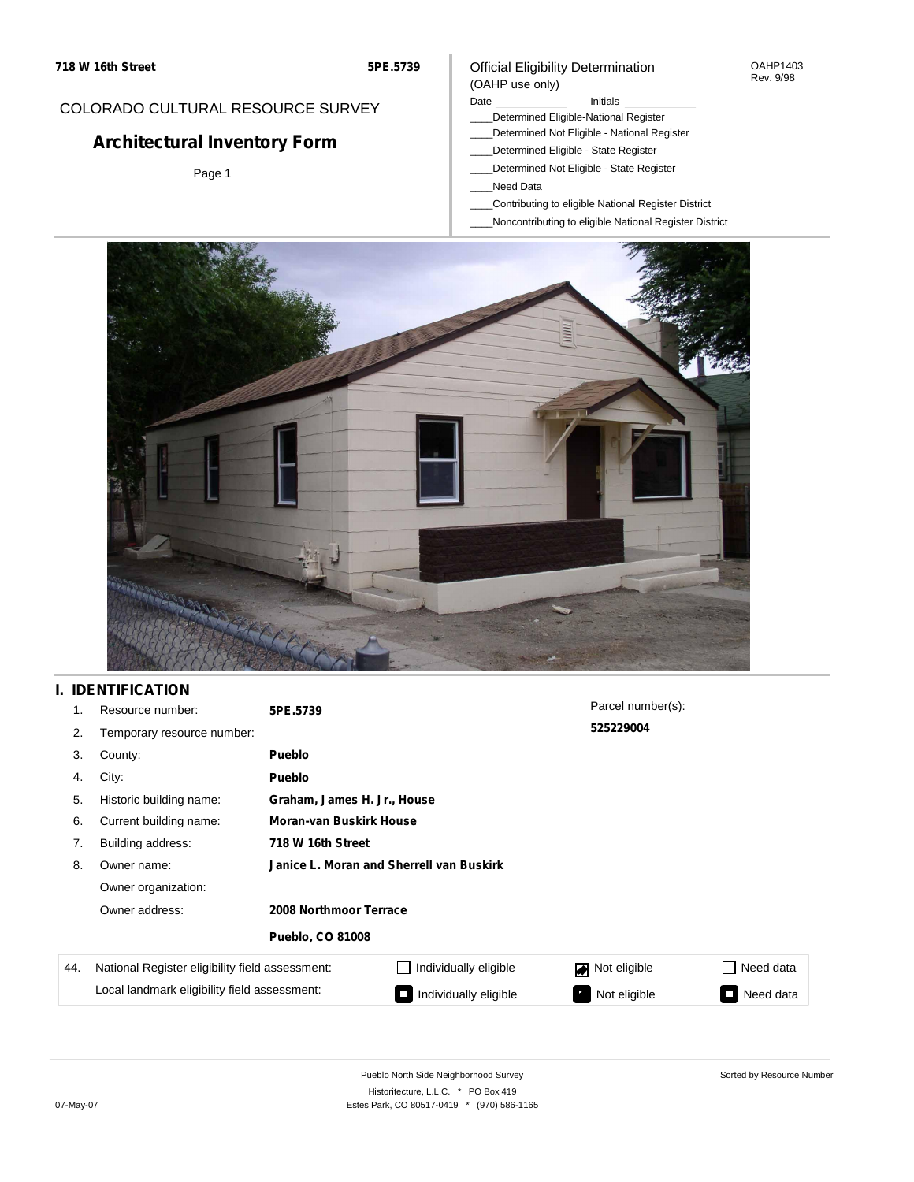718 W 16th Street | 5PE.5739

COLORADO CULTURAL RESOURCE SURVEY

# Architectural Inventory Form

Page 1

Official Eligibility Determination
(OAHP use only)

OAHP1403
Rev. 9/98

Date ____________ Initials ____________

____Determined Eligible-National Register
____Determined Not Eligible - National Register
____Determined Eligible - State Register
____Determined Not Eligible - State Register
____Need Data
____Contributing to eligible National Register District
____Noncontributing to eligible National Register District

## I. IDENTIFICATION

| | | | |
|---|---|---|---|
| 1. | Resource number: | **5PE.5739** | Parcel number(s): |
| 2. | Temporary resource number: | | **525229004** |
| 3. | County: | **Pueblo** | |
| 4. | City: | **Pueblo** | |
| 5. | Historic building name: | **Graham, James H. Jr., House** | |
| 6. | Current building name: | **Moran-van Buskirk House** | |
| 7. | Building address: | **718 W 16th Street** | |
| 8. | Owner name: | **Janice L. Moran and Sherrell van Buskirk** | |
| | Owner organization: | | |
| | Owner address: | **2008 Northmoor Terrace** | |
| | | **Pueblo, CO 81008** | |

| | | | | |
|---|---|---|---|---|
| 44. National Register eligibility field assessment: | ☐ Individually eligible | ☑ Not eligible | ☐ Need data |
| Local landmark eligibility field assessment: | ☐ Individually eligible | ☑ Not eligible | ☐ Need data |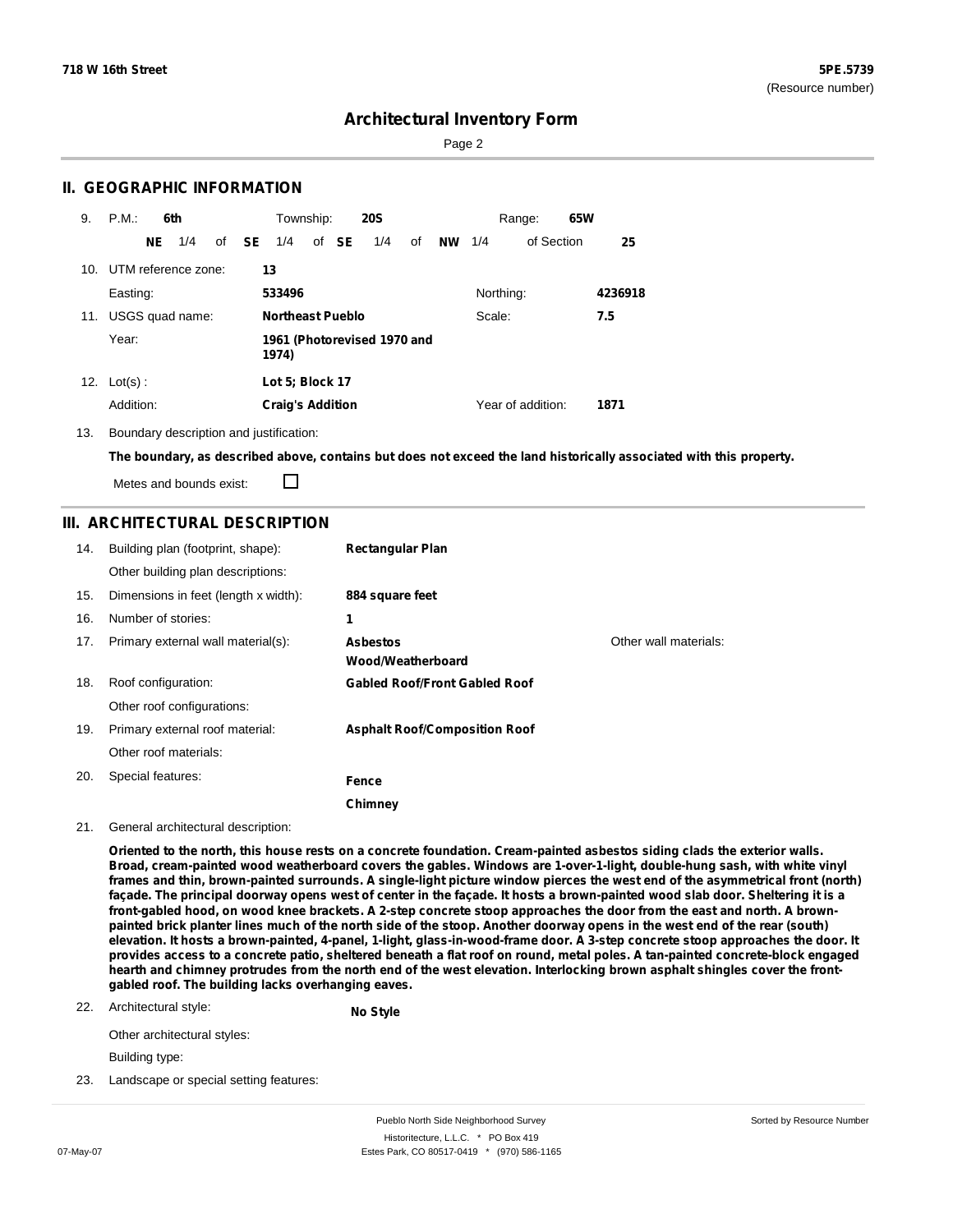**718 W 16th Street** **5PE.5739**
(Resource number)

# Architectural Inventory Form

## II. GEOGRAPHIC INFORMATION

9. P.M.: **6th** Township: **20S** Range: **65W**
**NE** 1/4 of **SE** 1/4 of **SE** 1/4 of **NW** 1/4 of Section **25**

10. UTM reference zone: **13**
Easting: **533496** Northing: **4236918**

11. USGS quad name: **Northeast Pueblo** Scale: **7.5**
Year: **1961 (Photorevised 1970 and 1974)**

12. Lot(s) : **Lot 5; Block 17**
Addition: **Craig's Addition** Year of addition: **1871**

13. Boundary description and justification:
**The boundary, as described above, contains but does not exceed the land historically associated with this property.**

Metes and bounds exist: ☐

## III. ARCHITECTURAL DESCRIPTION

14. Building plan (footprint, shape): **Rectangular Plan**
Other building plan descriptions:

15. Dimensions in feet (length x width): **884 square feet**

16. Number of stories: **1**

17. Primary external wall material(s): **Asbestos**, **Wood/Weatherboard**
Other wall materials:

18. Roof configuration: **Gabled Roof/Front Gabled Roof**
Other roof configurations:

19. Primary external roof material: **Asphalt Roof/Composition Roof**
Other roof materials:

20. Special features: **Fence**, **Chimney**

21. General architectural description:

**Oriented to the north, this house rests on a concrete foundation. Cream-painted asbestos siding clads the exterior walls. Broad, cream-painted wood weatherboard covers the gables. Windows are 1-over-1-light, double-hung sash, with white vinyl frames and thin, brown-painted surrounds. A single-light picture window pierces the west end of the asymmetrical front (north) façade. The principal doorway opens west of center in the façade. It hosts a brown-painted wood slab door. Sheltering it is a front-gabled hood, on wood knee brackets. A 2-step concrete stoop approaches the door from the east and north. A brown-painted brick planter lines much of the north side of the stoop. Another doorway opens in the west end of the rear (south) elevation. It hosts a brown-painted, 4-panel, 1-light, glass-in-wood-frame door. A 3-step concrete stoop approaches the door. It provides access to a concrete patio, sheltered beneath a flat roof on round, metal poles. A tan-painted concrete-block engaged hearth and chimney protrudes from the north end of the west elevation. Interlocking brown asphalt shingles cover the front-gabled roof. The building lacks overhanging eaves.**

22. Architectural style: **No Style**
Other architectural styles:
Building type:

23. Landscape or special setting features: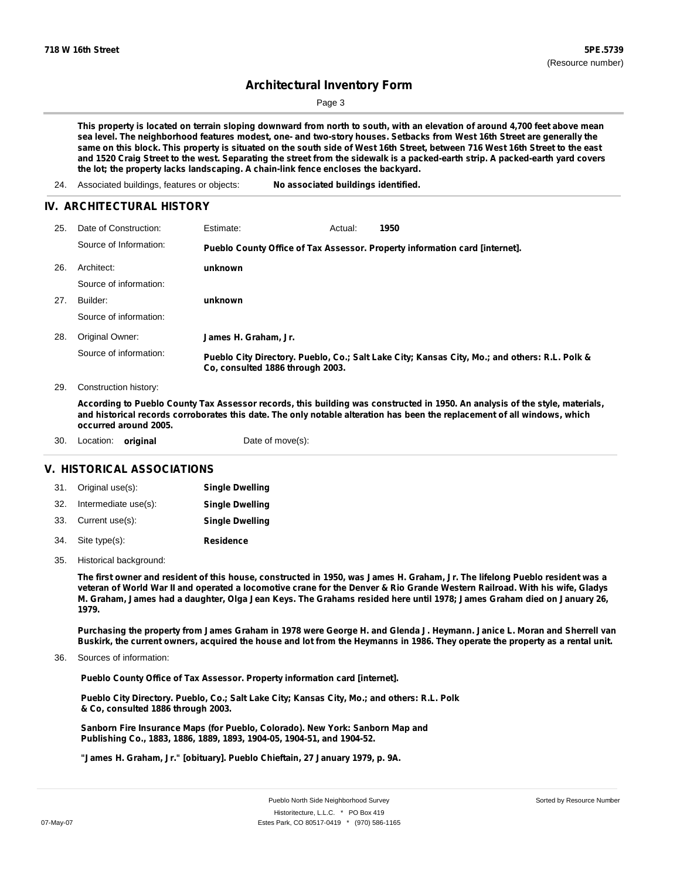This property is located on terrain sloping downward from north to south, with an elevation of around 4,700 feet above mean sea level. The neighborhood features modest, one- and two-story houses. Setbacks from West 16th Street are generally the same on this block. This property is situated on the south side of West 16th Street, between 716 West 16th Street to the east and 1520 Craig Street to the west. Separating the street from the sidewalk is a packed-earth strip. A packed-earth yard covers the lot; the property lacks landscaping. A chain-link fence encloses the backyard.

24. Associated buildings, features or objects: **No associated buildings identified.**

## IV. ARCHITECTURAL HISTORY

25. Date of Construction: Estimate: Actual: **1950**

    Source of Information: **Pueblo County Office of Tax Assessor. Property information card [internet].**

26. Architect: **unknown**

    Source of information:

27. Builder: **unknown**

    Source of information:

28. Original Owner: **James H. Graham, Jr.**

    Source of information: **Pueblo City Directory. Pueblo, Co.; Salt Lake City; Kansas City, Mo.; and others: R.L. Polk & Co, consulted 1886 through 2003.**

29. Construction history:

**According to Pueblo County Tax Assessor records, this building was constructed in 1950. An analysis of the style, materials, and historical records corroborates this date. The only notable alteration has been the replacement of all windows, which occurred around 2005.**

30. Location: **original** Date of move(s):

## V. HISTORICAL ASSOCIATIONS

31. Original use(s): **Single Dwelling**
32. Intermediate use(s): **Single Dwelling**
33. Current use(s): **Single Dwelling**
34. Site type(s): **Residence**
35. Historical background:

**The first owner and resident of this house, constructed in 1950, was James H. Graham, Jr. The lifelong Pueblo resident was a veteran of World War II and operated a locomotive crane for the Denver & Rio Grande Western Railroad. With his wife, Gladys M. Graham, James had a daughter, Olga Jean Keys. The Grahams resided here until 1978; James Graham died on January 26, 1979.**

**Purchasing the property from James Graham in 1978 were George H. and Glenda J. Heymann. Janice L. Moran and Sherrell van Buskirk, the current owners, acquired the house and lot from the Heymanns in 1986. They operate the property as a rental unit.**

36. Sources of information:

**Pueblo County Office of Tax Assessor. Property information card [internet].**

**Pueblo City Directory. Pueblo, Co.; Salt Lake City; Kansas City, Mo.; and others: R.L. Polk & Co, consulted 1886 through 2003.**

**Sanborn Fire Insurance Maps (for Pueblo, Colorado). New York: Sanborn Map and Publishing Co., 1883, 1886, 1889, 1893, 1904-05, 1904-51, and 1904-52.**

**"James H. Graham, Jr." [obituary]. Pueblo Chieftain, 27 January 1979, p. 9A.**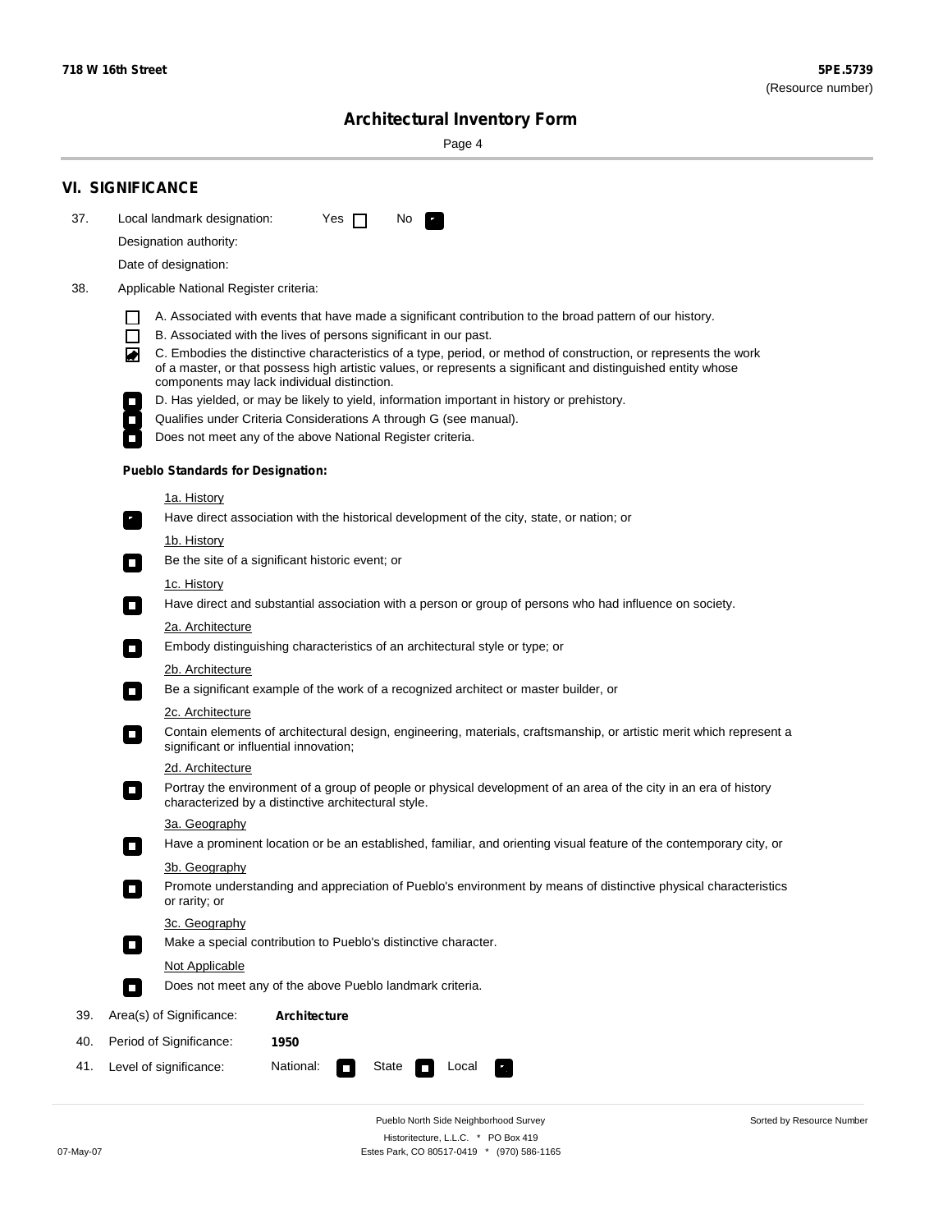## VI. SIGNIFICANCE

37. Local landmark designation: Yes ☐ No ☑

Designation authority:

Date of designation:

38. Applicable National Register criteria:

☐ A. Associated with events that have made a significant contribution to the broad pattern of our history.

☐ B. Associated with the lives of persons significant in our past.

☑ C. Embodies the distinctive characteristics of a type, period, or method of construction, or represents the work of a master, or that possess high artistic values, or represents a significant and distinguished entity whose components may lack individual distinction.

☐ D. Has yielded, or may be likely to yield, information important in history or prehistory.

☐ Qualifies under Criteria Considerations A through G (see manual).

☐ Does not meet any of the above National Register criteria.

**Pueblo Standards for Designation:**

1a. History

☑ Have direct association with the historical development of the city, state, or nation; or

1b. History

☐ Be the site of a significant historic event; or

1c. History

☐ Have direct and substantial association with a person or group of persons who had influence on society.

2a. Architecture

☐ Embody distinguishing characteristics of an architectural style or type; or

2b. Architecture

☐ Be a significant example of the work of a recognized architect or master builder, or

2c. Architecture

☐ Contain elements of architectural design, engineering, materials, craftsmanship, or artistic merit which represent a significant or influential innovation;

2d. Architecture

☐ Portray the environment of a group of people or physical development of an area of the city in an era of history characterized by a distinctive architectural style.

3a. Geography

☐ Have a prominent location or be an established, familiar, and orienting visual feature of the contemporary city, or

3b. Geography

☐ Promote understanding and appreciation of Pueblo's environment by means of distinctive physical characteristics or rarity; or

3c. Geography

☐ Make a special contribution to Pueblo's distinctive character.

Not Applicable

☐ Does not meet any of the above Pueblo landmark criteria.

39. Area(s) of Significance: **Architecture**

40. Period of Significance: **1950**

41. Level of significance: National: ☐ State ☐ Local ☑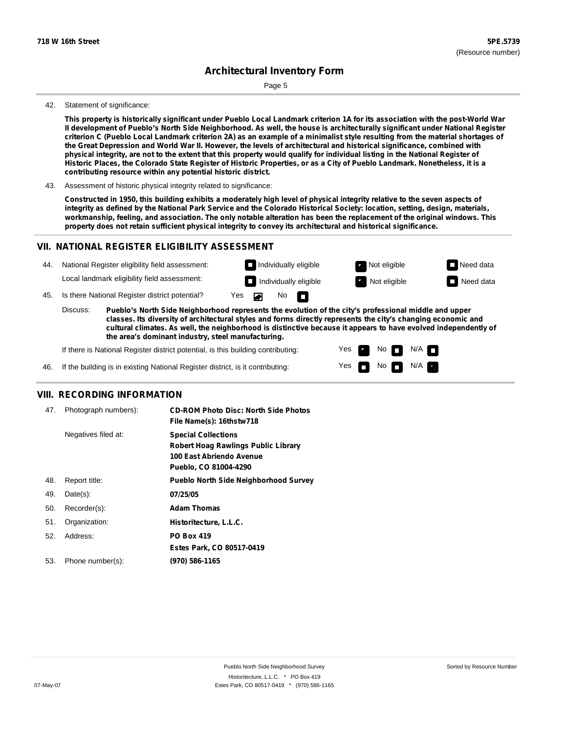**718 W 16th Street** — **5PE.5739** (Resource number)

# Architectural Inventory Form

42. Statement of significance:

**This property is historically significant under Pueblo Local Landmark criterion 1A for its association with the post-World War II development of Pueblo's North Side Neighborhood. As well, the house is architecturally significant under National Register criterion C (Pueblo Local Landmark criterion 2A) as an example of a minimalist style resulting from the material shortages of the Great Depression and World War II. However, the levels of architectural and historical significance, combined with physical integrity, are not to the extent that this property would qualify for individual listing in the National Register of Historic Places, the Colorado State Register of Historic Properties, or as a City of Pueblo Landmark. Nonetheless, it is a contributing resource within any potential historic district.**

43. Assessment of historic physical integrity related to significance:

**Constructed in 1950, this building exhibits a moderately high level of physical integrity relative to the seven aspects of integrity as defined by the National Park Service and the Colorado Historical Society: location, setting, design, materials, workmanship, feeling, and association. The only notable alteration has been the replacement of the original windows. This property does not retain sufficient physical integrity to convey its architectural and historical significance.**

## VII. NATIONAL REGISTER ELIGIBILITY ASSESSMENT

44. National Register eligibility field assessment: ☐ Individually eligible ☑ Not eligible ☐ Need data

Local landmark eligibility field assessment: ☐ Individually eligible ☑ Not eligible ☐ Need data

45. Is there National Register district potential? Yes ☑ No ☐

Discuss: **Pueblo's North Side Neighborhood represents the evolution of the city's professional middle and upper classes. Its diversity of architectural styles and forms directly represents the city's changing economic and cultural climates. As well, the neighborhood is distinctive because it appears to have evolved independently of the area's dominant industry, steel manufacturing.**

If there is National Register district potential, is this building contributing: Yes ☑ No ☐ N/A ☐

46. If the building is in existing National Register district, is it contributing: Yes ☐ No ☐ N/A ☑

## VIII. RECORDING INFORMATION

47. Photograph numbers): **CD-ROM Photo Disc: North Side Photos**
**File Name(s): 16thstw718**

Negatives filed at: **Special Collections**
**Robert Hoag Rawlings Public Library**
**100 East Abriendo Avenue**
**Pueblo, CO 81004-4290**

48. Report title: **Pueblo North Side Neighborhood Survey**

49. Date(s): **07/25/05**

50. Recorder(s): **Adam Thomas**

51. Organization: **Historitecture, L.L.C.**

52. Address: **PO Box 419**
**Estes Park, CO 80517-0419**

53. Phone number(s): **(970) 586-1165**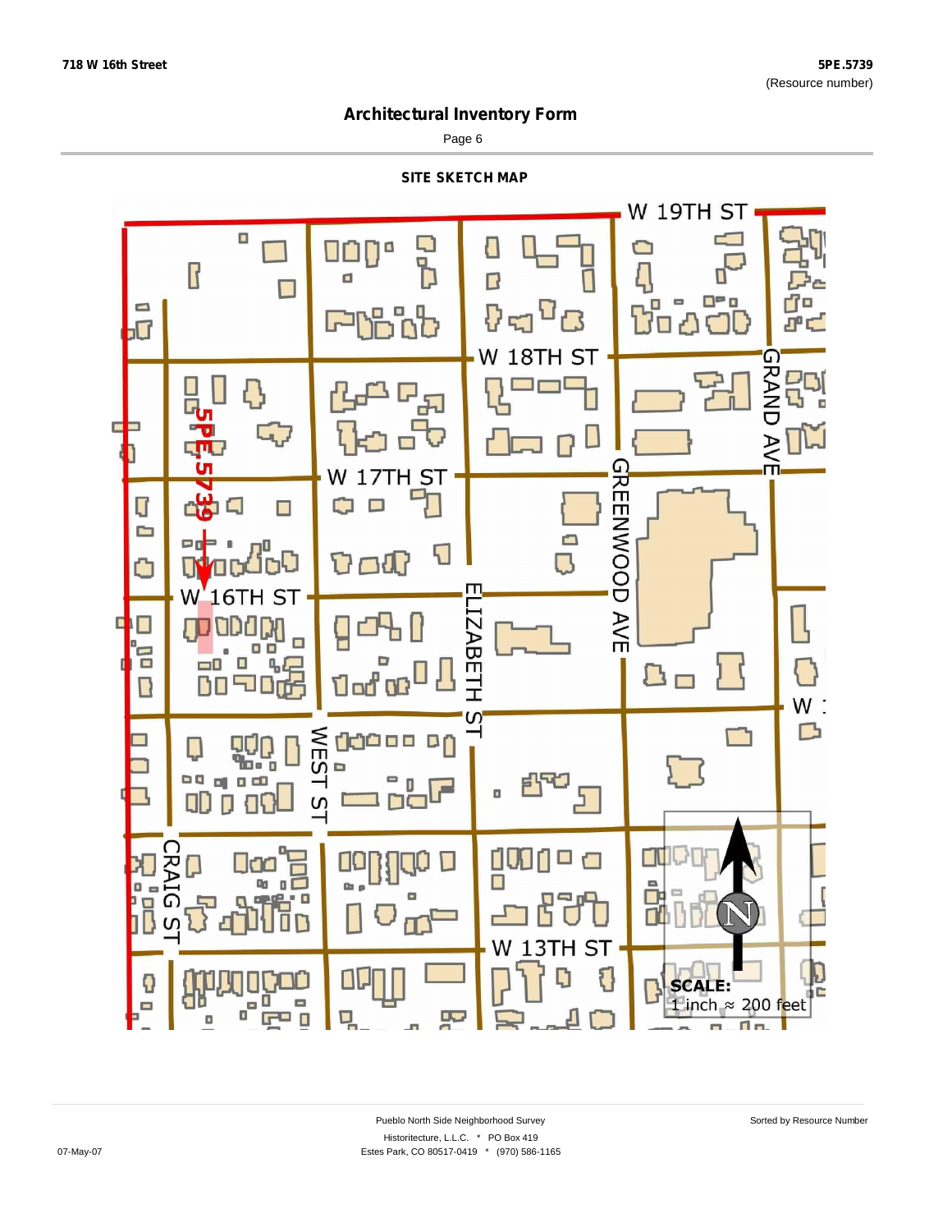## Architectural Inventory Form

### SITE SKETCH MAP

W 19TH ST

W 18TH ST

W 17TH ST

W 16TH ST

GRAND AVE

GREENWOOD AVE

ELIZABETH ST

WEST ST

CRAIG ST

W 13TH ST

5PE.5739

N

**SCALE:** 1 inch ≈ 200 feet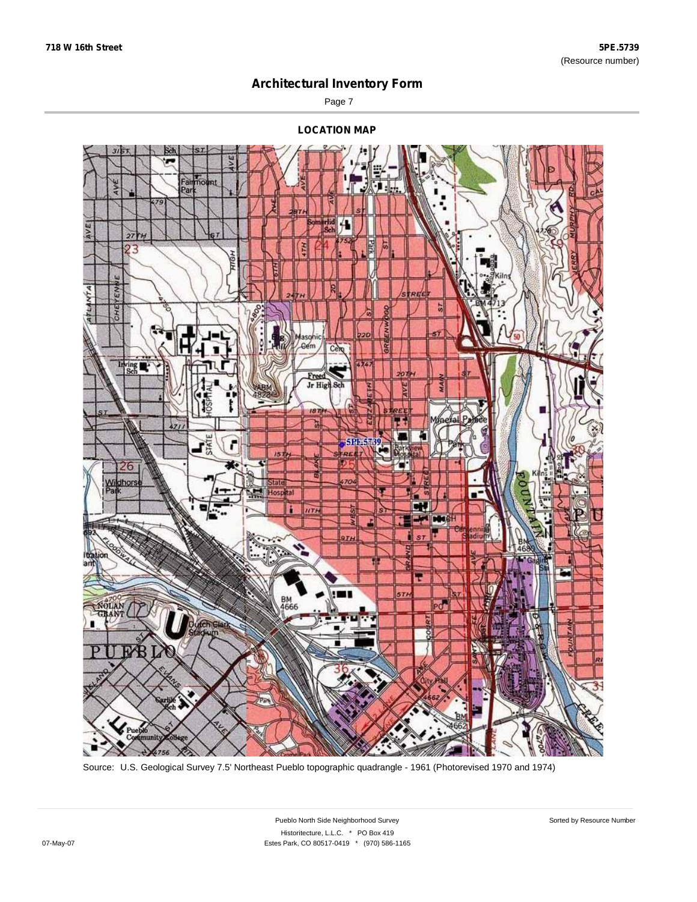718 W 16th Street

5PE.5739
(Resource number)

# Architectural Inventory Form

## LOCATION MAP

Source: U.S. Geological Survey 7.5' Northeast Pueblo topographic quadrangle - 1961 (Photorevised 1970 and 1974)

Pueblo North Side Neighborhood Survey

Historitecture, L.L.C. * PO Box 419

Estes Park, CO 80517-0419 * (970) 586-1165

Sorted by Resource Number

07-May-07